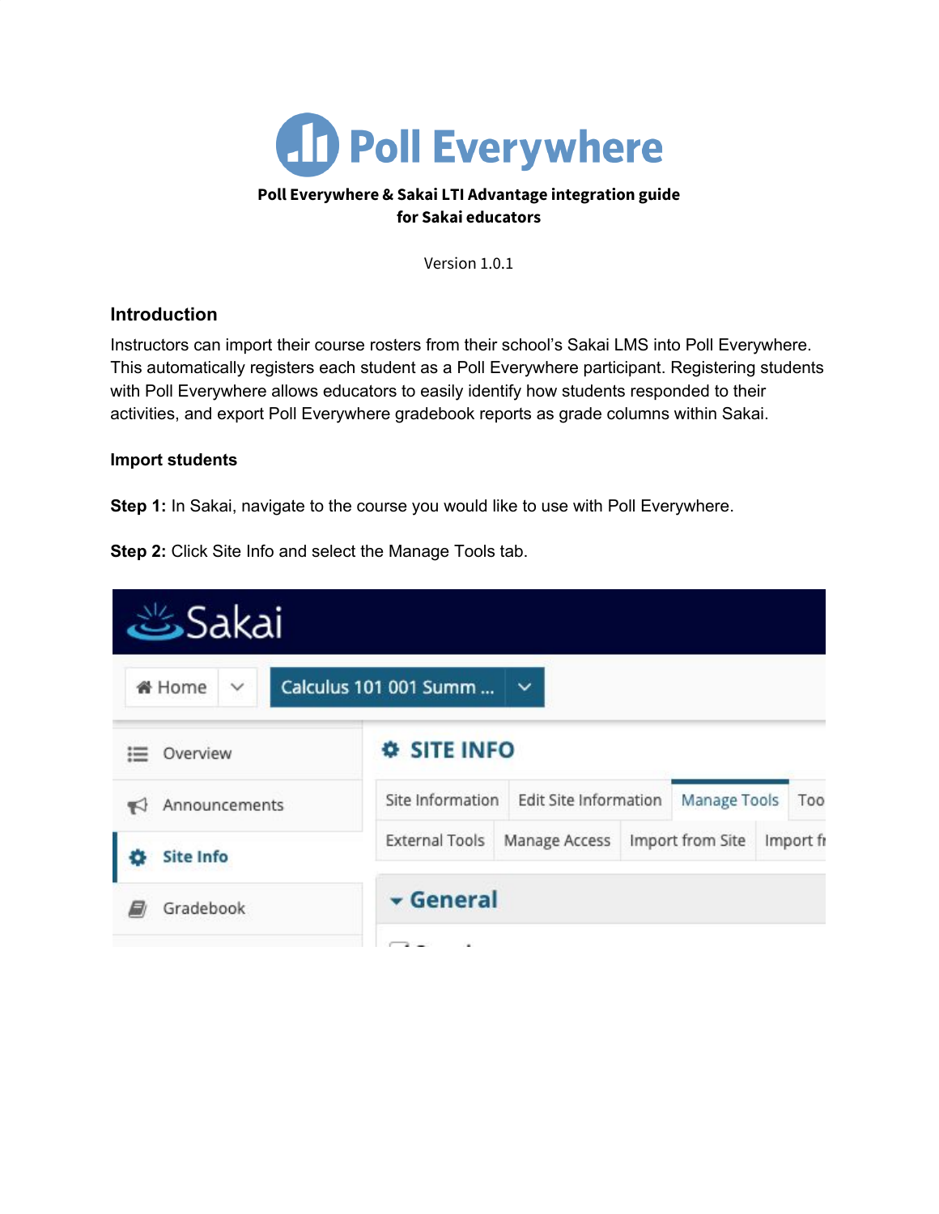# Poll Everywhere

**Poll Everywhere & Sakai LTI Advantage integration guide for Sakai educators**

Version 1.0.1

## Introduction

Instructors can import their course rosters from their school's Sakai LMS into Poll Everywhere. This automatically registers each student as a Poll Everywhere participant. Registering students with Poll Everywhere allows educators to easily identify how students responded to their activities, and export Poll Everywhere gradebook reports as grade columns within Sakai.

### Import students

**Step 1:** In Sakai, navigate to the course you would like to use with Poll Everywhere.

**Step 2:** Click Site Info and select the Manage Tools tab.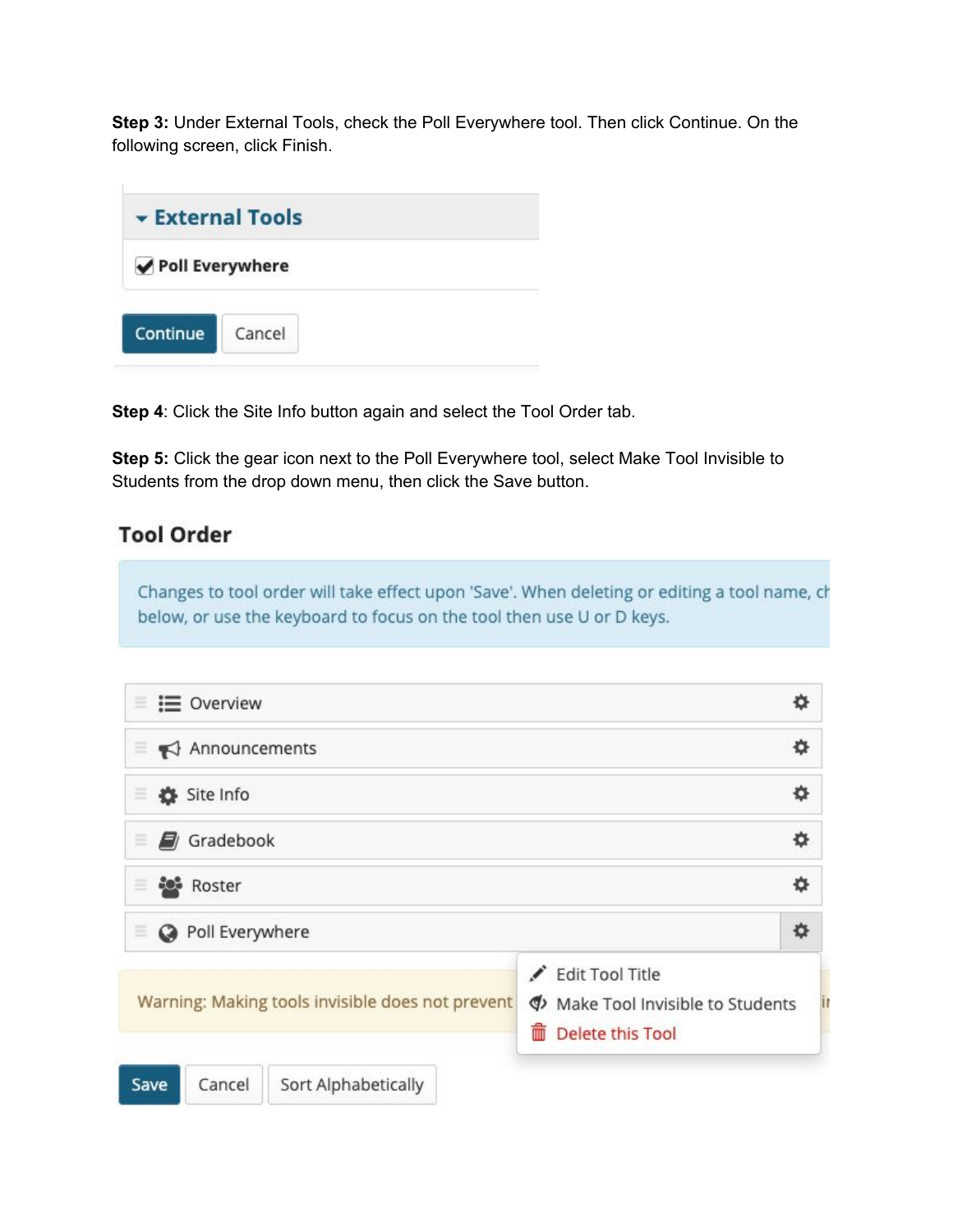**Step 3:** Under External Tools, check the Poll Everywhere tool. Then click Continue. On the following screen, click Finish.

**Step 4**: Click the Site Info button again and select the Tool Order tab.

**Step 5:** Click the gear icon next to the Poll Everywhere tool, select Make Tool Invisible to Students from the drop down menu, then click the Save button.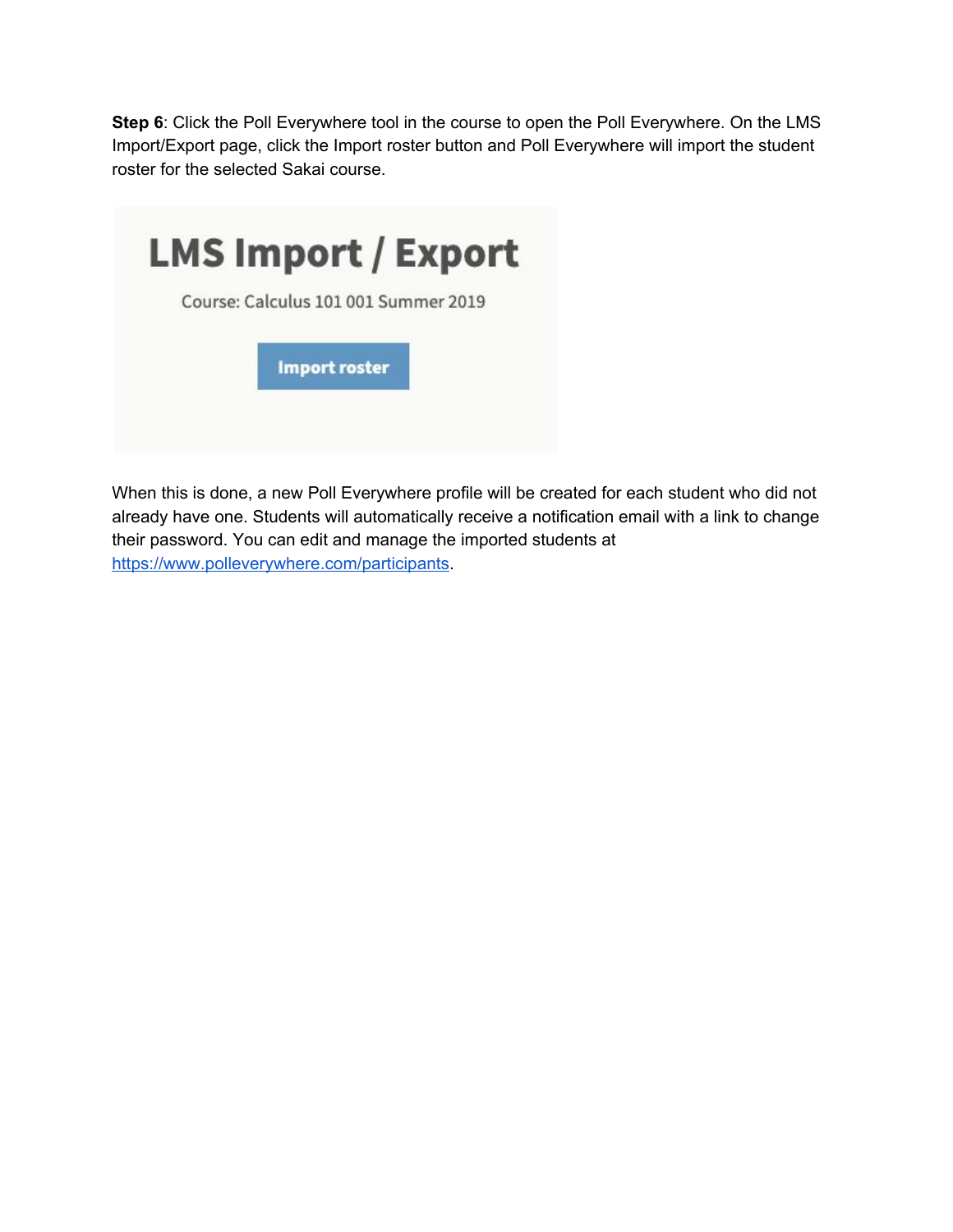**Step 6**: Click the Poll Everywhere tool in the course to open the Poll Everywhere. On the LMS Import/Export page, click the Import roster button and Poll Everywhere will import the student roster for the selected Sakai course.

When this is done, a new Poll Everywhere profile will be created for each student who did not already have one. Students will automatically receive a notification email with a link to change their password. You can edit and manage the imported students at [https://www.polleverywhere.com/participants](https://www.polleverywhere.com/participants).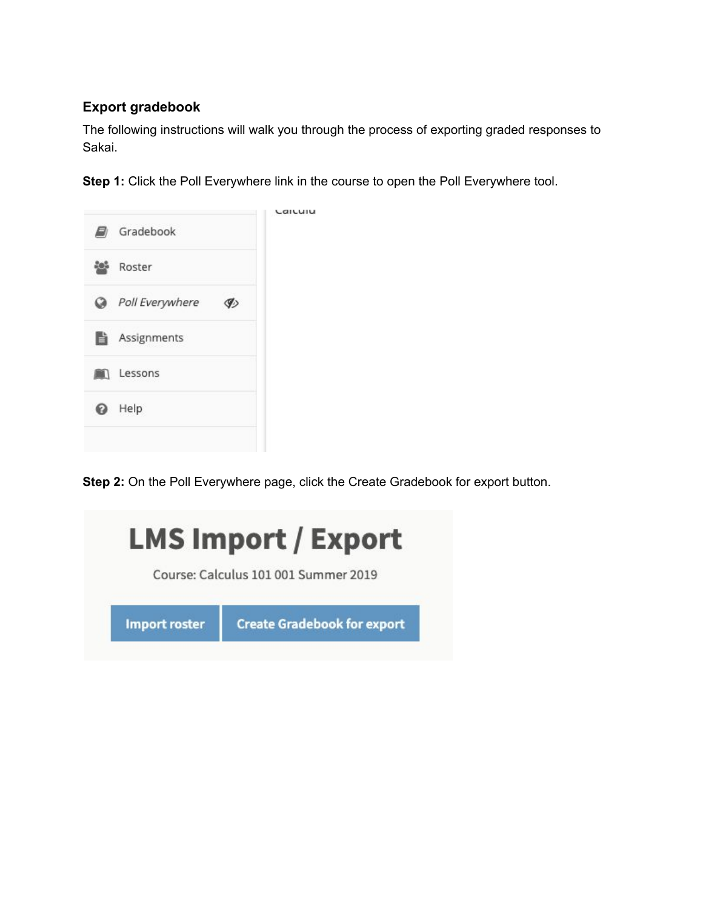### Export gradebook

The following instructions will walk you through the process of exporting graded responses to Sakai.

**Step 1:** Click the Poll Everywhere link in the course to open the Poll Everywhere tool.

**Step 2:** On the Poll Everywhere page, click the Create Gradebook for export button.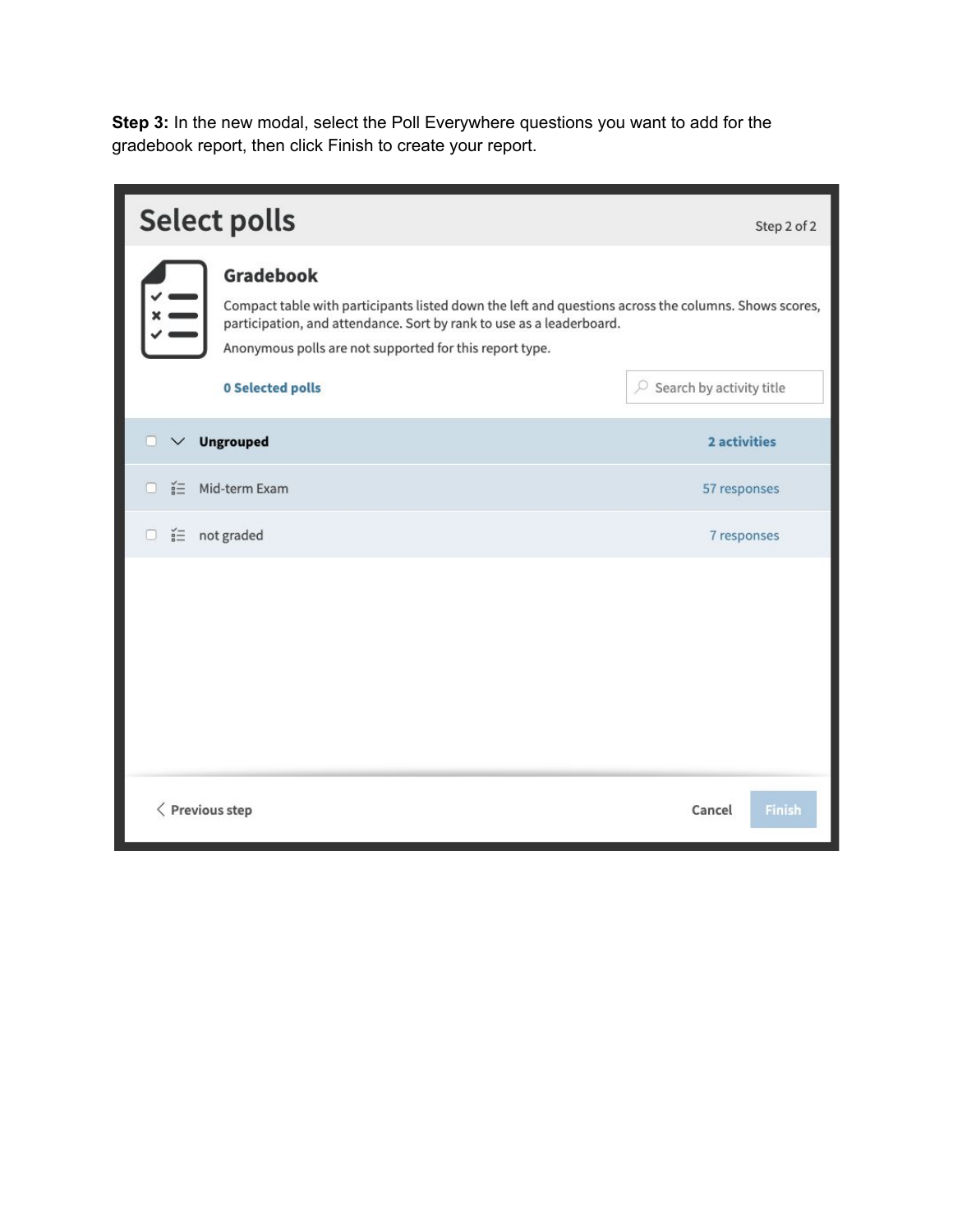**Step 3:** In the new modal, select the Poll Everywhere questions you want to add for the gradebook report, then click Finish to create your report.

## Select polls

Step 2 of 2

### Gradebook

Compact table with participants listed down the left and questions across the columns. Shows scores, participation, and attendance. Sort by rank to use as a leaderboard.

Anonymous polls are not supported for this report type.

**0 Selected polls**

Search by activity title

| | |
|---|---|
| **Ungrouped** | **2 activities** |
| Mid-term Exam | 57 responses |
| not graded | 7 responses |

Previous step | Cancel | Finish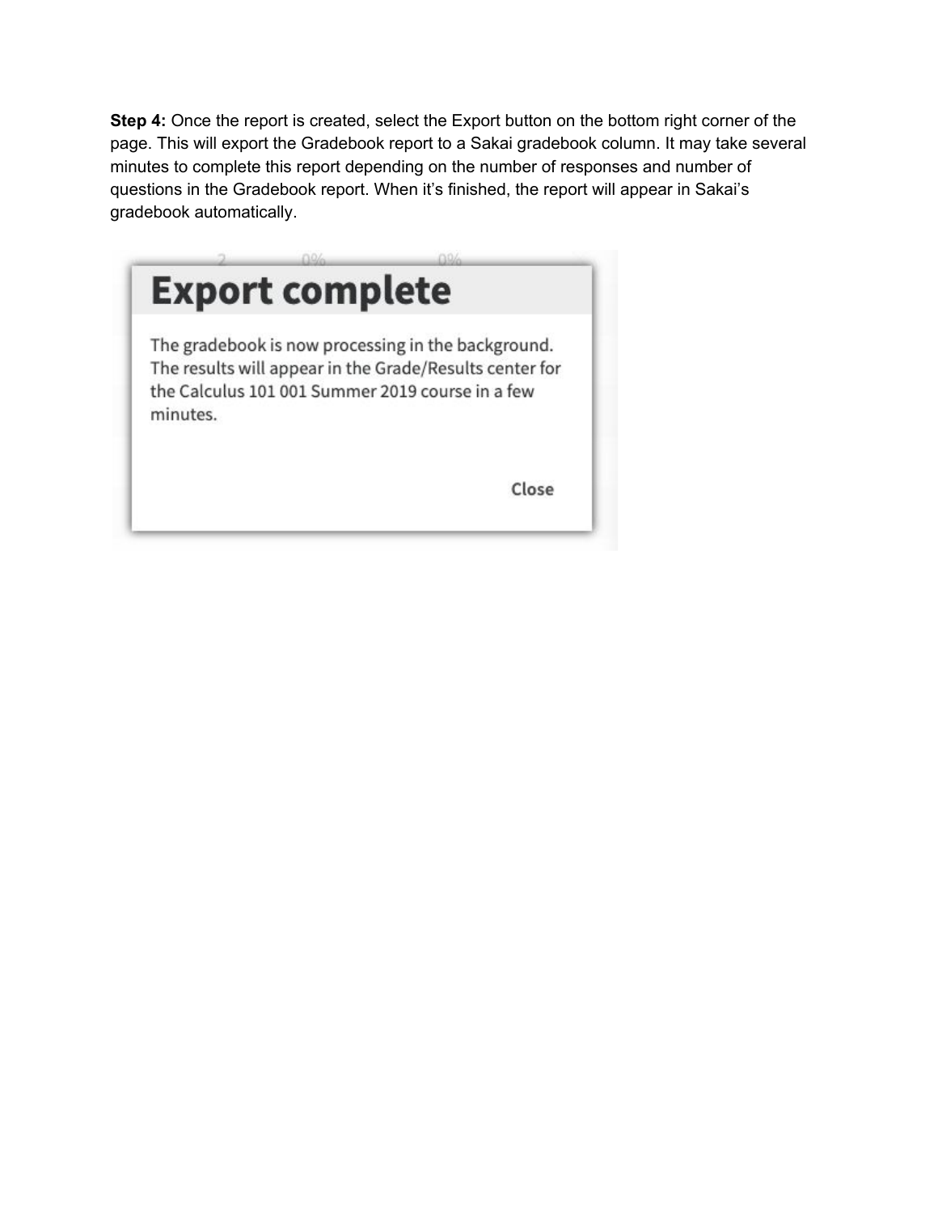**Step 4:** Once the report is created, select the Export button on the bottom right corner of the page. This will export the Gradebook report to a Sakai gradebook column. It may take several minutes to complete this report depending on the number of responses and number of questions in the Gradebook report. When it's finished, the report will appear in Sakai's gradebook automatically.

**Export complete**

The gradebook is now processing in the background. The results will appear in the Grade/Results center for the Calculus 101 001 Summer 2019 course in a few minutes.

Close